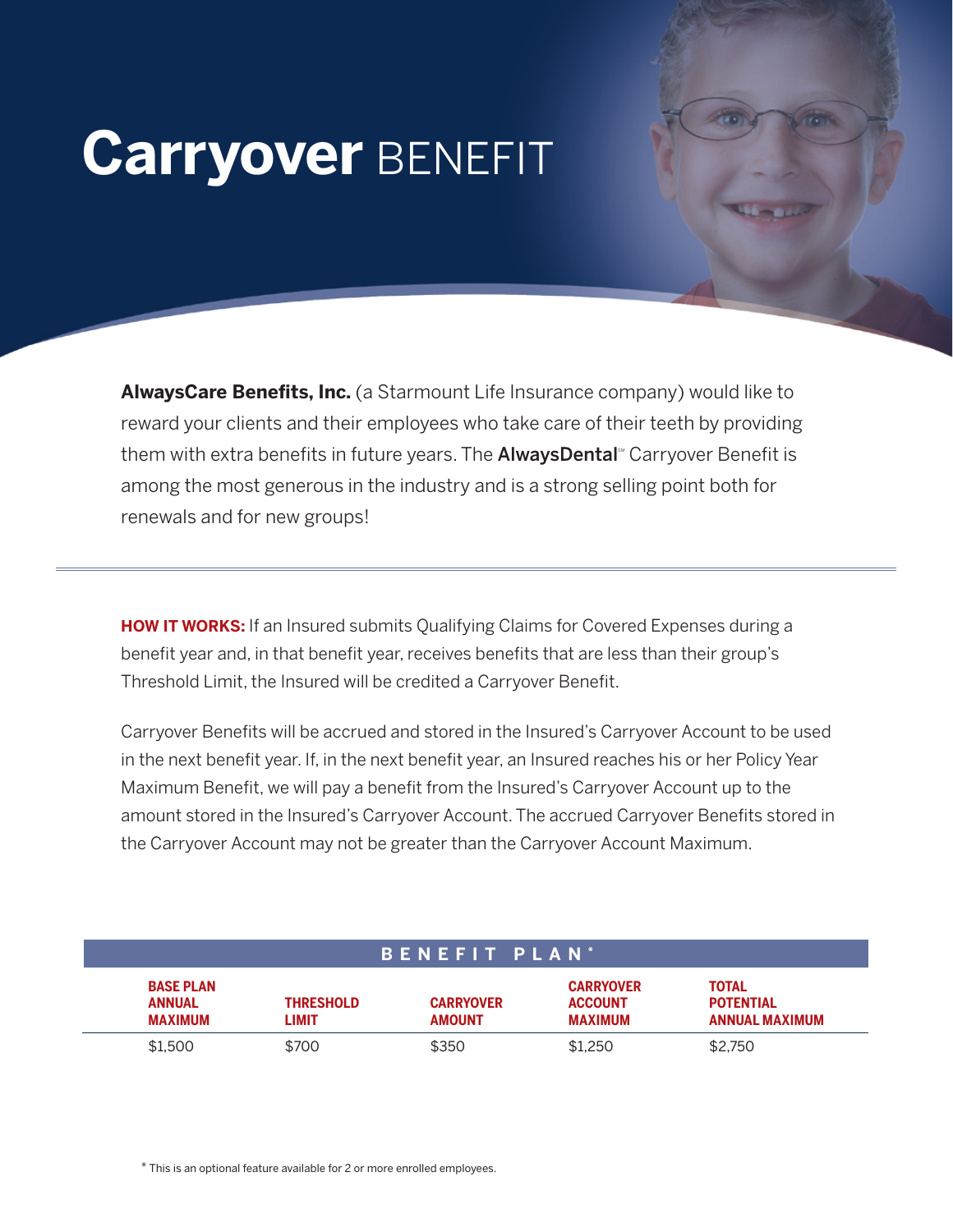# **Carryover** BENEFIT

**AlwaysCare Benefits, Inc.** (a Starmount Life Insurance company) would like to reward your clients and their employees who take care of their teeth by providing them with extra benefits in future years. The **AlwaysDental**℠ Carryover Benefit is among the most generous in the industry and is a strong selling point both for renewals and for new groups!

---

**HOW IT WORKS:** If an Insured submits Qualifying Claims for Covered Expenses during a benefit year and, in that benefit year, receives benefits that are less than their group's Threshold Limit, the Insured will be credited a Carryover Benefit.

Carryover Benefits will be accrued and stored in the Insured's Carryover Account to be used in the next benefit year. If, in the next benefit year, an Insured reaches his or her Policy Year Maximum Benefit, we will pay a benefit from the Insured's Carryover Account up to the amount stored in the Insured's Carryover Account. The accrued Carryover Benefits stored in the Carryover Account may not be greater than the Carryover Account Maximum.

**BENEFIT PLAN***

| BASE PLAN ANNUAL MAXIMUM | THRESHOLD LIMIT | CARRYOVER AMOUNT | CARRYOVER ACCOUNT MAXIMUM | TOTAL POTENTIAL ANNUAL MAXIMUM |
|---|---|---|---|---|
| $1,500 | $700 | $350 | $1,250 | $2,750 |

* This is an optional feature available for 2 or more enrolled employees.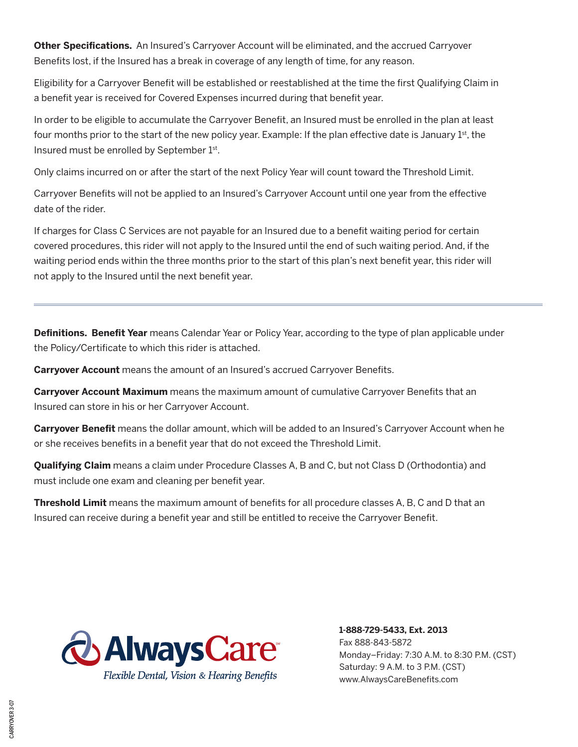**Other Specifications.** An Insured's Carryover Account will be eliminated, and the accrued Carryover Benefits lost, if the Insured has a break in coverage of any length of time, for any reason.

Eligibility for a Carryover Benefit will be established or reestablished at the time the first Qualifying Claim in a benefit year is received for Covered Expenses incurred during that benefit year.

In order to be eligible to accumulate the Carryover Benefit, an Insured must be enrolled in the plan at least four months prior to the start of the new policy year. Example: If the plan effective date is January 1st, the Insured must be enrolled by September 1st.

Only claims incurred on or after the start of the next Policy Year will count toward the Threshold Limit.

Carryover Benefits will not be applied to an Insured's Carryover Account until one year from the effective date of the rider.

If charges for Class C Services are not payable for an Insured due to a benefit waiting period for certain covered procedures, this rider will not apply to the Insured until the end of such waiting period. And, if the waiting period ends within the three months prior to the start of this plan's next benefit year, this rider will not apply to the Insured until the next benefit year.

---

**Definitions. Benefit Year** means Calendar Year or Policy Year, according to the type of plan applicable under the Policy/Certificate to which this rider is attached.

**Carryover Account** means the amount of an Insured's accrued Carryover Benefits.

**Carryover Account Maximum** means the maximum amount of cumulative Carryover Benefits that an Insured can store in his or her Carryover Account.

**Carryover Benefit** means the dollar amount, which will be added to an Insured's Carryover Account when he or she receives benefits in a benefit year that do not exceed the Threshold Limit.

**Qualifying Claim** means a claim under Procedure Classes A, B and C, but not Class D (Orthodontia) and must include one exam and cleaning per benefit year.

**Threshold Limit** means the maximum amount of benefits for all procedure classes A, B, C and D that an Insured can receive during a benefit year and still be entitled to receive the Carryover Benefit.

AlwaysCare℠

*Flexible Dental, Vision & Hearing Benefits*

**1-888-729-5433, Ext. 2013**
Fax 888-843-5872
Monday–Friday: 7:30 A.M. to 8:30 P.M. (CST)
Saturday: 9 A.M. to 3 P.M. (CST)
www.AlwaysCareBenefits.com

CARRYOVER 3-07